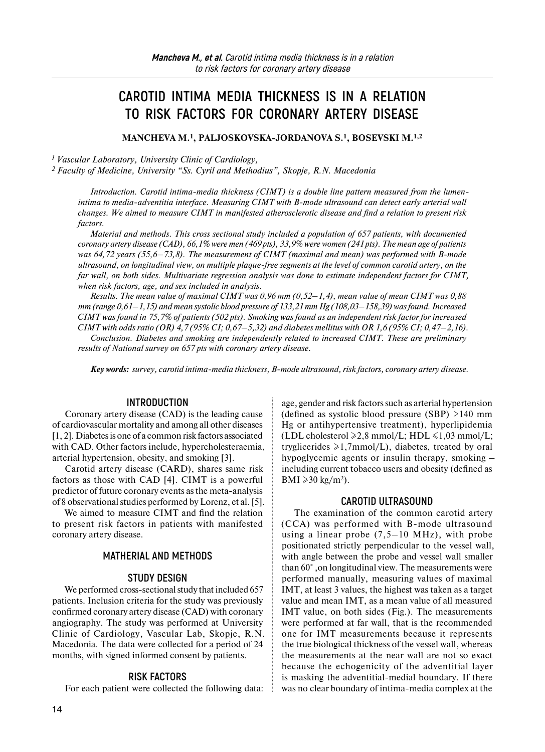# CAROTID INTIMA MEDIA THICKNESS IS IN A RELATION TO RISK FACTORS FOR CORONARY ARTERY DISEASE

**MANCHEVA M.[1], PALJOSKOVSKA-JORDANOVA S.[1], BOSEVSKI M.[1,2]**

[1] *Vascular Laboratory, University Clinic of Cardiology,*
[2] *Faculty of Medicine, University "Ss. Cyril and Methodius", Skopje, R.N. Macedonia*

*Introduction. Carotid intima-media thickness (CIMT) is a double line pattern measured from the lumen-intima to media-adventitia interface. Measuring CIMT with B-mode ultrasound can detect early arterial wall changes. We aimed to measure CIMT in manifested atherosclerotic disease and find a relation to present risk factors.*

*Material and methods. This cross sectional study included a population of 657 patients, with documented coronary artery disease (CAD), 66,1% were men (469 pts), 33,9% were women (241 pts). The mean age of patients was 64,72 years (55,6–73,8). The measurement of CIMT (maximal and mean) was performed with B-mode ultrasound, on longitudinal view, on multiple plaque-free segments at the level of common carotid artery, on the far wall, on both sides. Multivariate regression analysis was done to estimate independent factors for CIMT, when risk factors, age, and sex included in analysis.*

*Results. The mean value of maximal CIMT was 0,96 mm (0,52–1,4), mean value of mean CIMT was 0,88 mm (range 0,61–1,15) and mean systolic blood pressure of 133,21 mm Hg (108,03–158,39) was found. Increased CIMT was found in 75,7% of patients (502 pts). Smoking was found as an independent risk factor for increased CIMT with odds ratio (OR) 4,7 (95% CI; 0,67–5,32) and diabetes mellitus with OR 1,6 (95% CI; 0,47–2,16).*

*Conclusion. Diabetes and smoking are independently related to increased CIMT. These are preliminary results of National survey on 657 pts with coronary artery disease.*

***Key words:** survey, carotid intima-media thickness, B-mode ultrasound, risk factors, coronary artery disease.*

## INTRODUCTION

Coronary artery disease (CAD) is the leading cause of cardiovascular mortality and among all other diseases [1, 2]. Diabetes is one of a common risk factors associated with CAD. Other factors include, hypercholesteraemia, arterial hypertension, obesity, and smoking [3].

Carotid artery disease (CARD), shares same risk factors as those with CAD [4]. CIMT is a powerful predictor of future coronary events as the meta-analysis of 8 observational studies performed by Lorenz, et al. [5].

We aimed to measure CIMT and find the relation to present risk factors in patients with manifested coronary artery disease.

## MATHERIAL AND METHODS

### STUDY DESIGN

We performed cross-sectional study that included 657 patients. Inclusion criteria for the study was previously confirmed coronary artery disease (CAD) with coronary angiography. The study was performed at University Clinic of Cardiology, Vascular Lab, Skopje, R.N. Macedonia. The data were collected for a period of 24 months, with signed informed consent by patients.

### RISK FACTORS

For each patient were collected the following data: age, gender and risk factors such as arterial hypertension (defined as systolic blood pressure (SBP) >140 mm Hg or antihypertensive treatment), hyperlipidemia (LDL cholesterol $\geqslant$2,8 mmol/L; HDL $\leqslant$1,03 mmol/L; tryglicerides $\geqslant$1,7mmol/L), diabetes, treated by oral hypoglycemic agents or insulin therapy, smoking – including current tobacco users and obesity (defined as BMI $\geqslant$30 kg/m$^2$).

### CAROTID ULTRASOUND

The examination of the common carotid artery (CCA) was performed with B-mode ultrasound using a linear probe (7,5–10 MHz), with probe positionated strictly perpendicular to the vessel wall, with angle between the probe and vessel wall smaller than 60° ,on longitudinal view. The measurements were performed manually, measuring values of maximal IMT, at least 3 values, the highest was taken as a target value and mean IMT, as a mean value of all measured IMT value, on both sides (Fig.). The measurements were performed at far wall, that is the recommended one for IMT measurements because it represents the true biological thickness of the vessel wall, whereas the measurements at the near wall are not so exact because the echogenicity of the adventitial layer is masking the adventitial-medial boundary. If there was no clear boundary of intima-media complex at the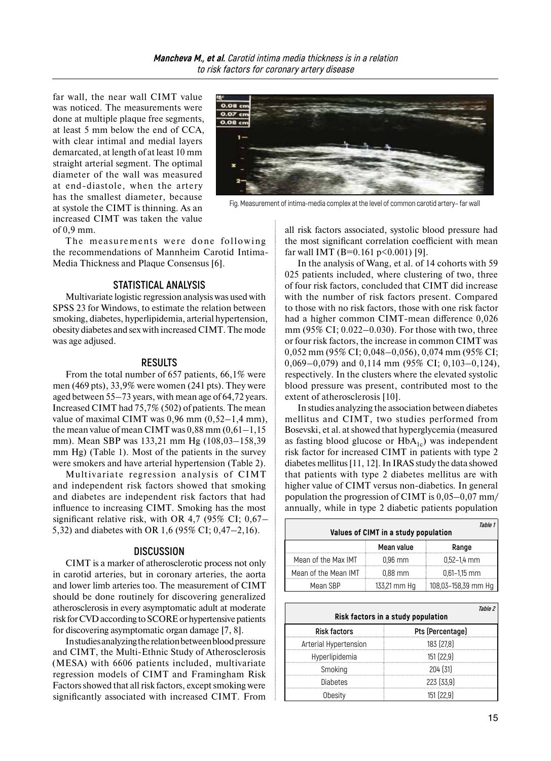far wall, the near wall CIMT value was noticed. The measurements were done at multiple plaque free segments, at least 5 mm below the end of CCA, with clear intimal and medial layers demarcated, at length of at least 10 mm straight arterial segment. The optimal diameter of the wall was measured at end-diastole, when the artery has the smallest diameter, because at systole the CIMT is thinning. As an increased CIMT was taken the value of 0,9 mm.

Fig. Measurement of intima-media complex at the level of common carotid artery– far wall

The measurements were done following the recommendations of Mannheim Carotid Intima-Media Thickness and Plaque Consensus [6].

## STATISTICAL ANALYSIS

Multivariate logistic regression analysis was used with SPSS 23 for Windows, to estimate the relation between smoking, diabetes, hyperlipidemia, arterial hypertension, obesity diabetes and sex with increased CIMT. The mode was age adjused.

## RESULTS

From the total number of 657 patients, 66,1% were men (469 pts), 33,9% were women (241 pts). They were aged between 55–73 years, with mean age of 64,72 years. Increased CIMT had 75,7% (502) of patients. The mean value of maximal CIMT was 0,96 mm (0,52–1,4 mm), the mean value of mean CIMT was 0,88 mm (0,61–1,15 mm). Mean SBP was 133,21 mm Hg (108,03–158,39 mm Hg) (Table 1). Most of the patients in the survey were smokers and have arterial hypertension (Table 2).

Multivariate regression analysis of CIMT and independent risk factors showed that smoking and diabetes are independent risk factors that had influence to increasing CIMT. Smoking has the most significant relative risk, with OR 4,7 (95% CI; 0,67–5,32) and diabetes with OR 1,6 (95% CI; 0,47–2,16).

## DISCUSSION

CIMT is a marker of atherosclerotic process not only in carotid arteries, but in coronary arteries, the aorta and lower limb arteries too. The measurement of CIMT should be done routinely for discovering generalized atherosclerosis in every asymptomatic adult at moderate risk for CVD according to SCORE or hypertensive patients for discovering asymptomatic organ damage [7, 8].

In studies analyzing the relation between blood pressure and CIMT, the Multi-Ethnic Study of Atherosclerosis (MESA) with 6606 patients included, multivariate regression models of CIMT and Framingham Risk Factors showed that all risk factors, except smoking were significantly associated with increased CIMT. From all risk factors associated, systolic blood pressure had the most significant correlation coefficient with mean far wall IMT (B=0.161 $p<0.001$) [9].

In the analysis of Wang, et al. of 14 cohorts with 59 025 patients included, where clustering of two, three of four risk factors, concluded that CIMT did increase with the number of risk factors present. Compared to those with no risk factors, those with one risk factor had a higher common CIMT-mean difference 0,026 mm (95% CI; 0.022–0.030). For those with two, three or four risk factors, the increase in common CIMT was 0,052 mm (95% CI; 0,048–0,056), 0,074 mm (95% CI; 0,069–0,079) and 0,114 mm (95% CI; 0,103–0,124), respectively. In the clusters where the elevated systolic blood pressure was present, contributed most to the extent of atherosclerosis [10].

In studies analyzing the association between diabetes mellitus and CIMT, two studies performed from Bosevski, et al. at showed that hyperglycemia (measured as fasting blood glucose or $HbA_{1c}$) was independent risk factor for increased CIMT in patients with type 2 diabetes mellitus [11, 12]. In IRAS study the data showed that patients with type 2 diabetes mellitus are with higher value of CIMT versus non-diabetics. In general population the progression of CIMT is 0,05–0,07 mm/annually, while in type 2 diabetic patients population

Table 1

**Values of CIMT in a study population**

| | Mean value | Range |
|---|---|---|
| Mean of the Max IMT | 0,96 mm | 0,52–1,4 mm |
| Mean of the Mean IMT | 0,88 mm | 0,61–1,15 mm |
| Mean SBP | 133,21 mm Hg | 108,03–158,39 mm Hg |

Table 2

**Risk factors in a study population**

| Risk factors | Pts (Percentage) |
|---|---|
| Arterial Hypertension | 183 (27,8) |
| Hyperlipidemia | 151 (22,9) |
| Smoking | 204 (31) |
| Diabetes | 223 (33,9) |
| Obesity | 151 (22,9) |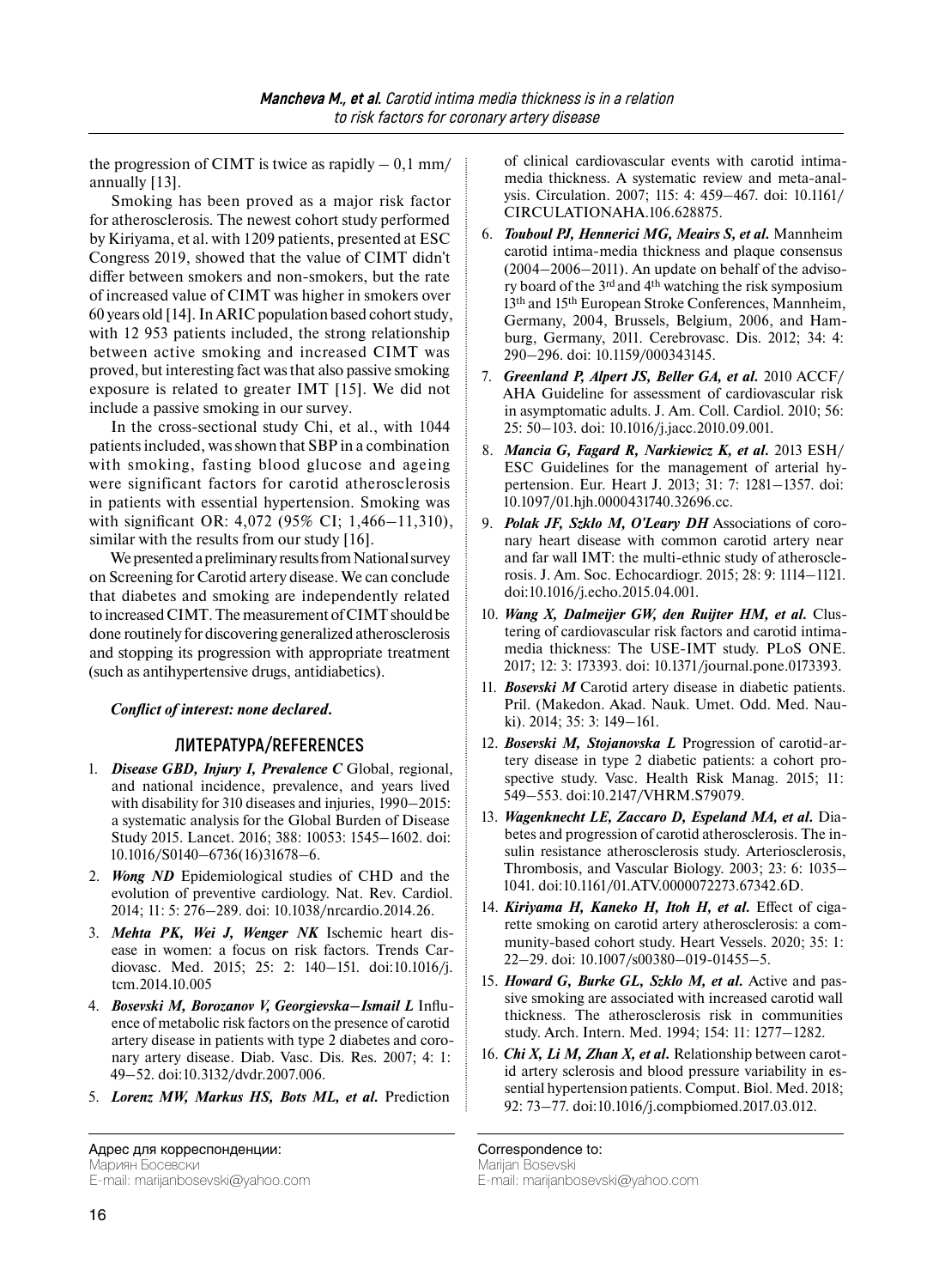the progression of CIMT is twice as rapidly – 0,1 mm/annually [13].

Smoking has been proved as a major risk factor for atherosclerosis. The newest cohort study performed by Kiriyama, et al. with 1209 patients, presented at ESC Congress 2019, showed that the value of CIMT didn't differ between smokers and non-smokers, but the rate of increased value of CIMT was higher in smokers over 60 years old [14]. In ARIC population based cohort study, with 12 953 patients included, the strong relationship between active smoking and increased CIMT was proved, but interesting fact was that also passive smoking exposure is related to greater IMT [15]. We did not include a passive smoking in our survey.

In the cross-sectional study Chi, et al., with 1044 patients included, was shown that SBP in a combination with smoking, fasting blood glucose and ageing were significant factors for carotid atherosclerosis in patients with essential hypertension. Smoking was with significant OR: 4,072 (95% CI; 1,466–11,310), similar with the results from our study [16].

We presented a preliminary results from National survey on Screening for Carotid artery disease. We can conclude that diabetes and smoking are independently related to increased CIMT. The measurement of CIMT should be done routinely for discovering generalized atherosclerosis and stopping its progression with appropriate treatment (such as antihypertensive drugs, antidiabetics).

***Conflict of interest: none declared.***

## ЛИТЕРАТУРА/REFERENCES

1. ***Disease GBD, Injury I, Prevalence C*** Global, regional, and national incidence, prevalence, and years lived with disability for 310 diseases and injuries, 1990–2015: a systematic analysis for the Global Burden of Disease Study 2015. Lancet. 2016; 388: 10053: 1545–1602. doi: 10.1016/S0140–6736(16)31678–6.
2. ***Wong ND*** Epidemiological studies of CHD and the evolution of preventive cardiology. Nat. Rev. Cardiol. 2014; 11: 5: 276–289. doi: 10.1038/nrcardio.2014.26.
3. ***Mehta PK, Wei J, Wenger NK*** Ischemic heart disease in women: a focus on risk factors. Trends Cardiovasc. Med. 2015; 25: 2: 140–151. doi:10.1016/j.tcm.2014.10.005
4. ***Bosevski M, Borozanov V, Georgievska–Ismail L*** Influence of metabolic risk factors on the presence of carotid artery disease in patients with type 2 diabetes and coronary artery disease. Diab. Vasc. Dis. Res. 2007; 4: 1: 49–52. doi:10.3132/dvdr.2007.006.
5. ***Lorenz MW, Markus HS, Bots ML, et al.*** Prediction of clinical cardiovascular events with carotid intima-media thickness. A systematic review and meta-analysis. Circulation. 2007; 115: 4: 459–467. doi: 10.1161/CIRCULATIONAHA.106.628875.
6. ***Touboul PJ, Hennerici MG, Meairs S, et al.*** Mannheim carotid intima-media thickness and plaque consensus (2004–2006–2011). An update on behalf of the advisory board of the 3rd and 4th watching the risk symposium 13th and 15th European Stroke Conferences, Mannheim, Germany, 2004, Brussels, Belgium, 2006, and Hamburg, Germany, 2011. Cerebrovasc. Dis. 2012; 34: 4: 290–296. doi: 10.1159/000343145.
7. ***Greenland P, Alpert JS, Beller GA, et al.*** 2010 ACCF/AHA Guideline for assessment of cardiovascular risk in asymptomatic adults. J. Am. Coll. Cardiol. 2010; 56: 25: 50–103. doi: 10.1016/j.jacc.2010.09.001.
8. ***Mancia G, Fagard R, Narkiewicz K, et al.*** 2013 ESH/ESC Guidelines for the management of arterial hypertension. Eur. Heart J. 2013; 31: 7: 1281–1357. doi: 10.1097/01.hjh.0000431740.32696.cc.
9. ***Polak JF, Szklo M, O'Leary DH*** Associations of coronary heart disease with common carotid artery near and far wall IMT: the multi-ethnic study of atherosclerosis. J. Am. Soc. Echocardiogr. 2015; 28: 9: 1114–1121. doi:10.1016/j.echo.2015.04.001.
10. ***Wang X, Dalmeijer GW, den Ruijter HM, et al.*** Clustering of cardiovascular risk factors and carotid intima-media thickness: The USE-IMT study. PLoS ONE. 2017; 12: 3: 173393. doi: 10.1371/journal.pone.0173393.
11. ***Bosevski M*** Carotid artery disease in diabetic patients. Pril. (Makedon. Akad. Nauk. Umet. Odd. Med. Nauki). 2014; 35: 3: 149–161.
12. ***Bosevski M, Stojanovska L*** Progression of carotid-artery disease in type 2 diabetic patients: a cohort prospective study. Vasc. Health Risk Manag. 2015; 11: 549–553. doi:10.2147/VHRM.S79079.
13. ***Wagenknecht LE, Zaccaro D, Espeland MA, et al.*** Diabetes and progression of carotid atherosclerosis. The insulin resistance atherosclerosis study. Arteriosclerosis, Thrombosis, and Vascular Biology. 2003; 23: 6: 1035–1041. doi:10.1161/01.ATV.0000072273.67342.6D.
14. ***Kiriyama H, Kaneko H, Itoh H, et al.*** Effect of cigarette smoking on carotid artery atherosclerosis: a community-based cohort study. Heart Vessels. 2020; 35: 1: 22–29. doi: 10.1007/s00380–019-01455–5.
15. ***Howard G, Burke GL, Szklo M, et al.*** Active and passive smoking are associated with increased carotid wall thickness. The atherosclerosis risk in communities study. Arch. Intern. Med. 1994; 154: 11: 1277–1282.
16. ***Chi X, Li M, Zhan X, et al.*** Relationship between carotid artery sclerosis and blood pressure variability in essential hypertension patients. Comput. Biol. Med. 2018; 92: 73–77. doi:10.1016/j.compbiomed.2017.03.012.

Адрес для корреспонденции:
Мариян Босевски
E-mail: marijanbosevski@yahoo.com

Correspondence to:
Marijan Bosevski
E-mail: marijanbosevski@yahoo.com